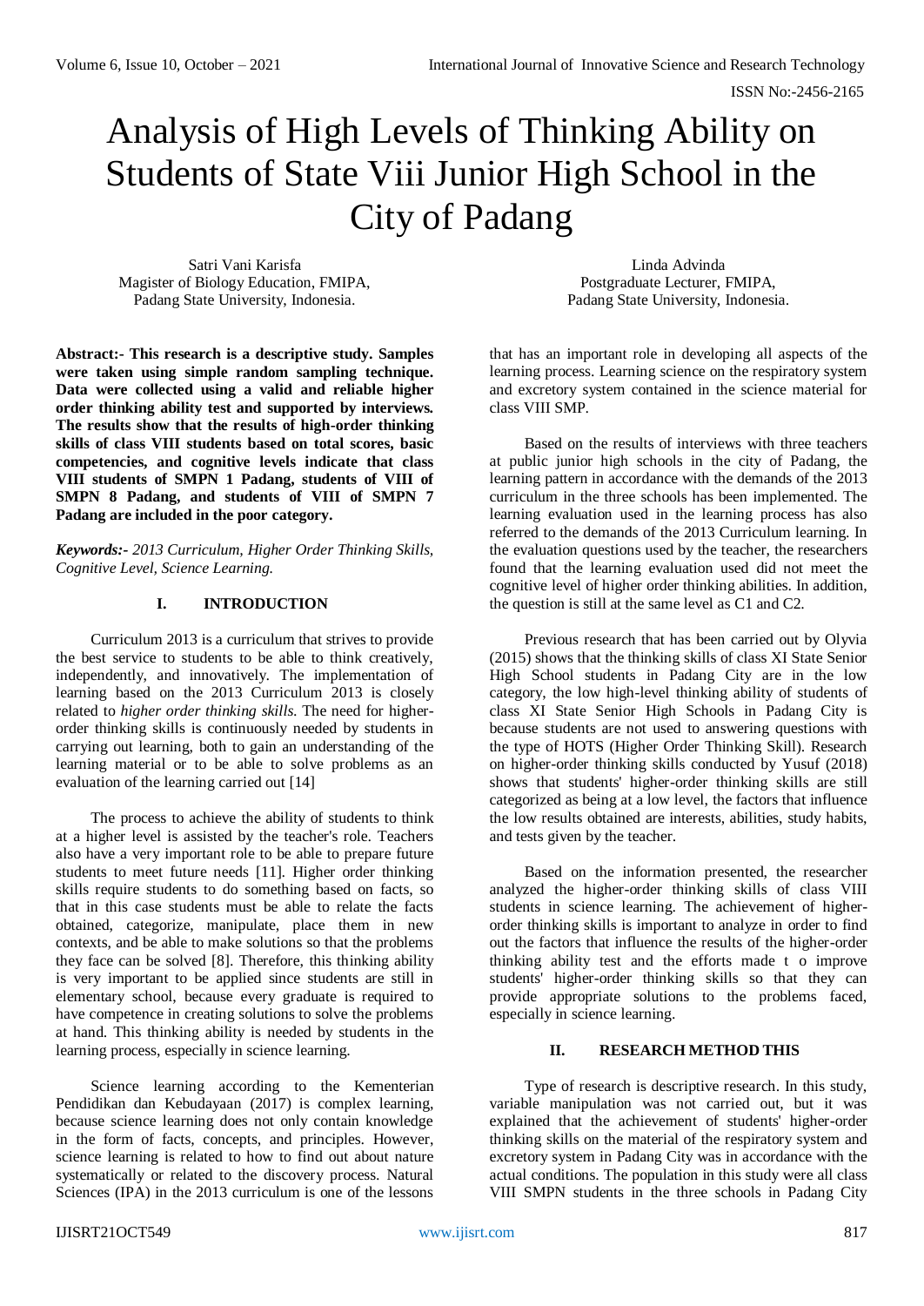# Analysis of High Levels of Thinking Ability on Students of State Viii Junior High School in the City of Padang

Satri Vani Karisfa
Magister of Biology Education, FMIPA,
Padang State University, Indonesia.

Linda Advinda
Postgraduate Lecturer, FMIPA,
Padang State University, Indonesia.

**Abstract:- This research is a descriptive study. Samples were taken using simple random sampling technique. Data were collected using a valid and reliable higher order thinking ability test and supported by interviews. The results show that the results of high-order thinking skills of class VIII students based on total scores, basic competencies, and cognitive levels indicate that class VIII students of SMPN 1 Padang, students of VIII of SMPN 8 Padang, and students of VIII of SMPN 7 Padang are included in the poor category.**

***Keywords:-*** *2013 Curriculum, Higher Order Thinking Skills, Cognitive Level, Science Learning.*

## I. INTRODUCTION

Curriculum 2013 is a curriculum that strives to provide the best service to students to be able to think creatively, independently, and innovatively. The implementation of learning based on the 2013 Curriculum 2013 is closely related to *higher order thinking skills.* The need for higher-order thinking skills is continuously needed by students in carrying out learning, both to gain an understanding of the learning material or to be able to solve problems as an evaluation of the learning carried out [14]

The process to achieve the ability of students to think at a higher level is assisted by the teacher's role. Teachers also have a very important role to be able to prepare future students to meet future needs [11]. Higher order thinking skills require students to do something based on facts, so that in this case students must be able to relate the facts obtained, categorize, manipulate, place them in new contexts, and be able to make solutions so that the problems they face can be solved [8]. Therefore, this thinking ability is very important to be applied since students are still in elementary school, because every graduate is required to have competence in creating solutions to solve the problems at hand. This thinking ability is needed by students in the learning process, especially in science learning.

Science learning according to the Kementerian Pendidikan dan Kebudayaan (2017) is complex learning, because science learning does not only contain knowledge in the form of facts, concepts, and principles. However, science learning is related to how to find out about nature systematically or related to the discovery process. Natural Sciences (IPA) in the 2013 curriculum is one of the lessons that has an important role in developing all aspects of the learning process. Learning science on the respiratory system and excretory system contained in the science material for class VIII SMP.

Based on the results of interviews with three teachers at public junior high schools in the city of Padang, the learning pattern in accordance with the demands of the 2013 curriculum in the three schools has been implemented. The learning evaluation used in the learning process has also referred to the demands of the 2013 Curriculum learning. In the evaluation questions used by the teacher, the researchers found that the learning evaluation used did not meet the cognitive level of higher order thinking abilities. In addition, the question is still at the same level as C1 and C2.

Previous research that has been carried out by Olyvia (2015) shows that the thinking skills of class XI State Senior High School students in Padang City are in the low category, the low high-level thinking ability of students of class XI State Senior High Schools in Padang City is because students are not used to answering questions with the type of HOTS (Higher Order Thinking Skill). Research on higher-order thinking skills conducted by Yusuf (2018) shows that students' higher-order thinking skills are still categorized as being at a low level, the factors that influence the low results obtained are interests, abilities, study habits, and tests given by the teacher.

Based on the information presented, the researcher analyzed the higher-order thinking skills of class VIII students in science learning. The achievement of higher-order thinking skills is important to analyze in order to find out the factors that influence the results of the higher-order thinking ability test and the efforts made t o improve students' higher-order thinking skills so that they can provide appropriate solutions to the problems faced, especially in science learning.

## II. RESEARCH METHOD THIS

Type of research is descriptive research. In this study, variable manipulation was not carried out, but it was explained that the achievement of students' higher-order thinking skills on the material of the respiratory system and excretory system in Padang City was in accordance with the actual conditions. The population in this study were all class VIII SMPN students in the three schools in Padang City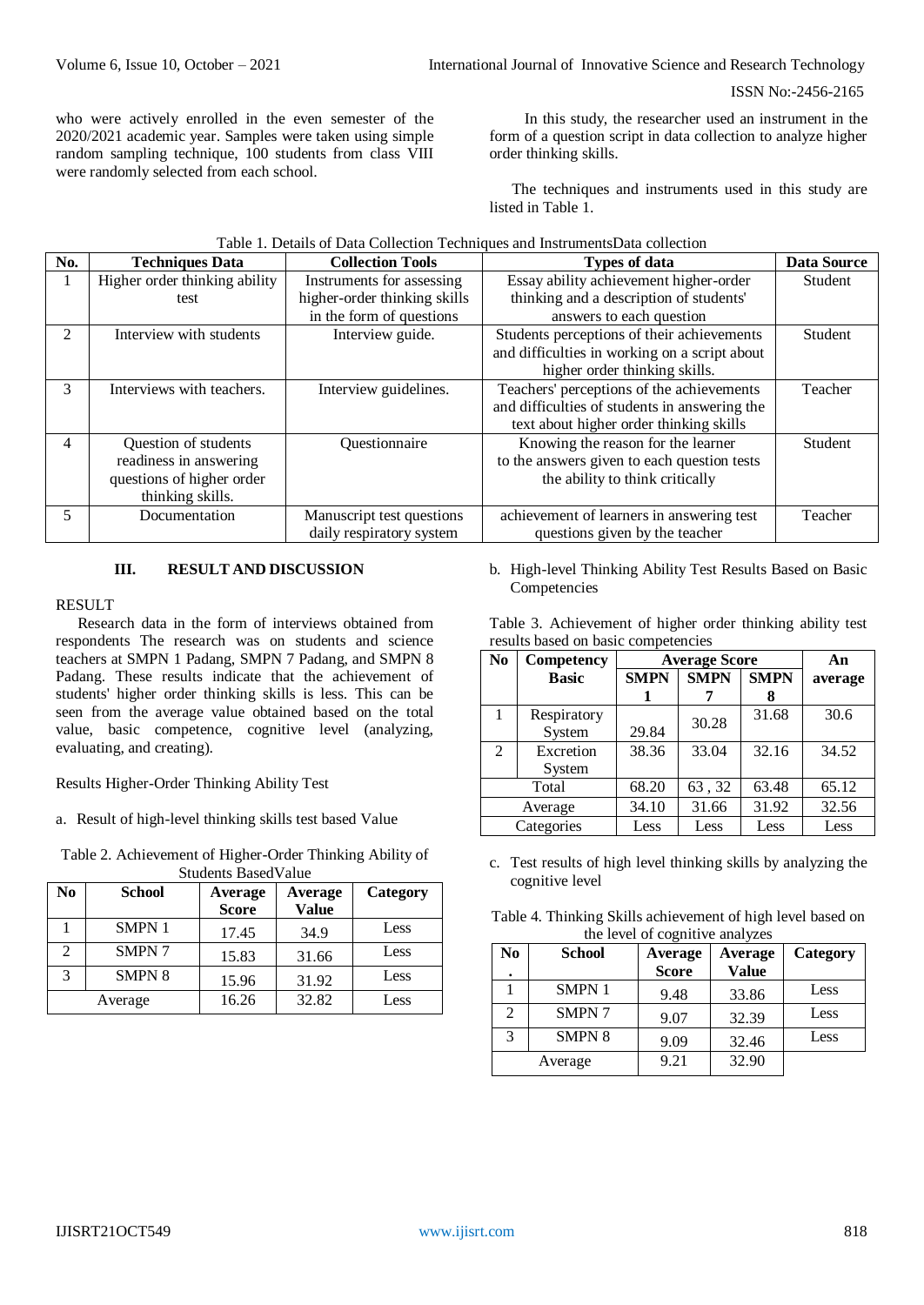who were actively enrolled in the even semester of the 2020/2021 academic year. Samples were taken using simple random sampling technique, 100 students from class VIII were randomly selected from each school.

In this study, the researcher used an instrument in the form of a question script in data collection to analyze higher order thinking skills.

The techniques and instruments used in this study are listed in Table 1.

Table 1. Details of Data Collection Techniques and InstrumentsData collection

| No. | Techniques Data | Collection Tools | Types of data | Data Source |
|---|---|---|---|---|
| 1 | Higher order thinking ability test | Instruments for assessing higher-order thinking skills in the form of questions | Essay ability achievement higher-order thinking and a description of students' answers to each question | Student |
| 2 | Interview with students | Interview guide. | Students perceptions of their achievements and difficulties in working on a script about higher order thinking skills. | Student |
| 3 | Interviews with teachers. | Interview guidelines. | Teachers' perceptions of the achievements and difficulties of students in answering the text about higher order thinking skills | Teacher |
| 4 | Question of students readiness in answering questions of higher order thinking skills. | Questionnaire | Knowing the reason for the learner to the answers given to each question tests the ability to think critically | Student |
| 5 | Documentation | Manuscript test questions daily respiratory system | achievement of learners in answering test questions given by the teacher | Teacher |

## III. RESULT AND DISCUSSION

### RESULT

Research data in the form of interviews obtained from respondents The research was on students and science teachers at SMPN 1 Padang, SMPN 7 Padang, and SMPN 8 Padang. These results indicate that the achievement of students' higher order thinking skills is less. This can be seen from the average value obtained based on the total value, basic competence, cognitive level (analyzing, evaluating, and creating).

Results Higher-Order Thinking Ability Test

a. Result of high-level thinking skills test based Value

Table 2. Achievement of Higher-Order Thinking Ability of Students BasedValue

| No | School | Average Score | Average Value | Category |
|---|---|---|---|---|
| 1 | SMPN 1 | 17.45 | 34.9 | Less |
| 2 | SMPN 7 | 15.83 | 31.66 | Less |
| 3 | SMPN 8 | 15.96 | 31.92 | Less |
| Average | | 16.26 | 32.82 | Less |

b. High-level Thinking Ability Test Results Based on Basic Competencies

Table 3. Achievement of higher order thinking ability test results based on basic competencies

| No | Competency Basic | Average Score | | | An average |
|---|---|---|---|---|---|
| | | SMPN 1 | SMPN 7 | SMPN 8 | |
| 1 | Respiratory System | 29.84 | 30.28 | 31.68 | 30.6 |
| 2 | Excretion System | 38.36 | 33.04 | 32.16 | 34.52 |
| Total | | 68.20 | 63 , 32 | 63.48 | 65.12 |
| Average | | 34.10 | 31.66 | 31.92 | 32.56 |
| Categories | | Less | Less | Less | Less |

c. Test results of high level thinking skills by analyzing the cognitive level

Table 4. Thinking Skills achievement of high level based on the level of cognitive analyzes

| No. | School | Average Score | Average Value | Category |
|---|---|---|---|---|
| 1 | SMPN 1 | 9.48 | 33.86 | Less |
| 2 | SMPN 7 | 9.07 | 32.39 | Less |
| 3 | SMPN 8 | 9.09 | 32.46 | Less |
| Average | | 9.21 | 32.90 | |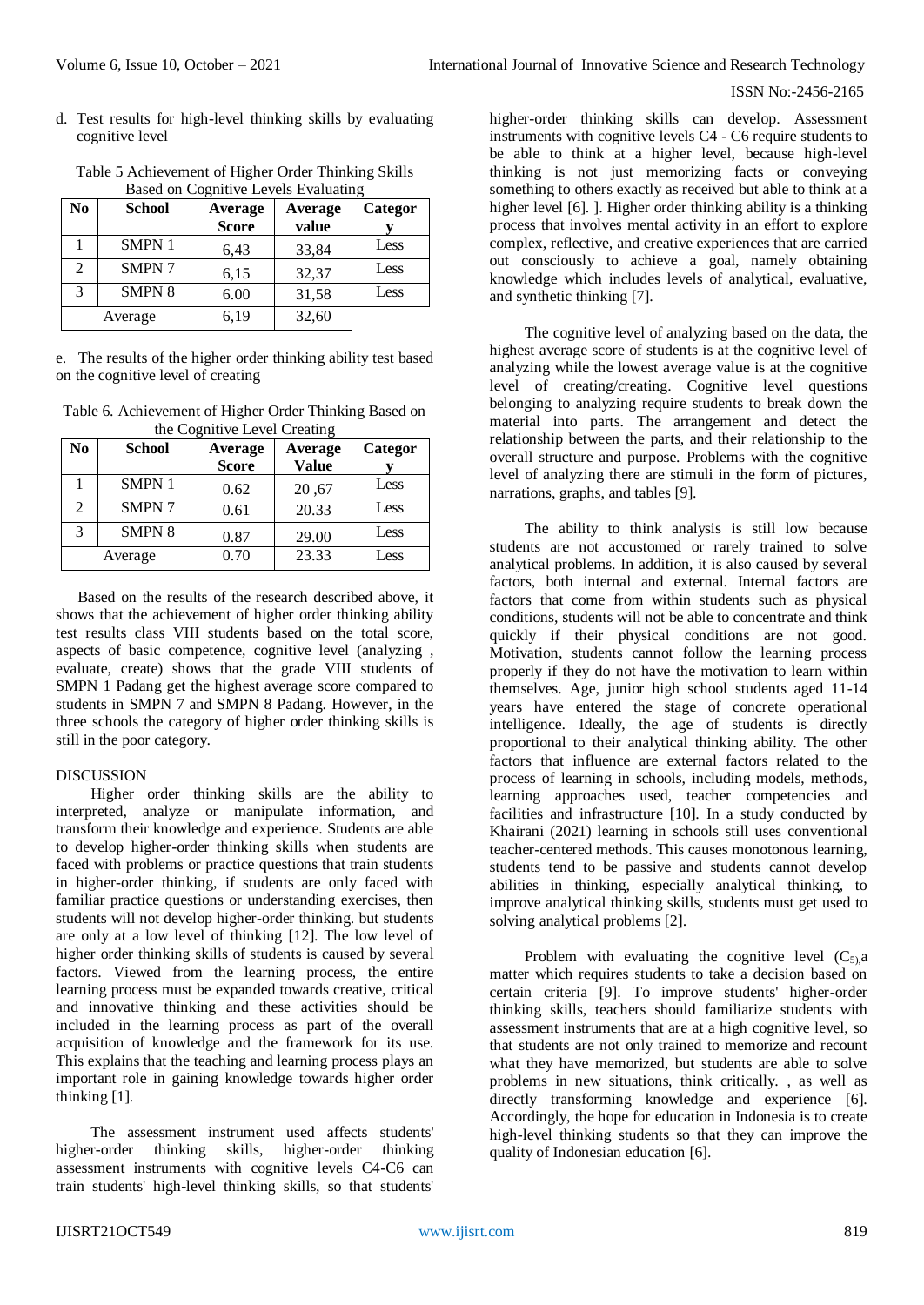d. Test results for high-level thinking skills by evaluating cognitive level

Table 5 Achievement of Higher Order Thinking Skills Based on Cognitive Levels Evaluating

| No | School | Average Score | Average value | Category |
|---|---|---|---|---|
| 1 | SMPN 1 | 6,43 | 33,84 | Less |
| 2 | SMPN 7 | 6,15 | 32,37 | Less |
| 3 | SMPN 8 | 6.00 | 31,58 | Less |
| Average | | 6,19 | 32,60 | |

e. The results of the higher order thinking ability test based on the cognitive level of creating

Table 6. Achievement of Higher Order Thinking Based on the Cognitive Level Creating

| No | School | Average Score | Average Value | Category |
|---|---|---|---|---|
| 1 | SMPN 1 | 0.62 | 20 ,67 | Less |
| 2 | SMPN 7 | 0.61 | 20.33 | Less |
| 3 | SMPN 8 | 0.87 | 29.00 | Less |
| Average | | 0.70 | 23.33 | Less |

Based on the results of the research described above, it shows that the achievement of higher order thinking ability test results class VIII students based on the total score, aspects of basic competence, cognitive level (analyzing , evaluate, create) shows that the grade VIII students of SMPN 1 Padang get the highest average score compared to students in SMPN 7 and SMPN 8 Padang. However, in the three schools the category of higher order thinking skills is still in the poor category.

## DISCUSSION

Higher order thinking skills are the ability to interpreted, analyze or manipulate information, and transform their knowledge and experience. Students are able to develop higher-order thinking skills when students are faced with problems or practice questions that train students in higher-order thinking, if students are only faced with familiar practice questions or understanding exercises, then students will not develop higher-order thinking. but students are only at a low level of thinking [12]. The low level of higher order thinking skills of students is caused by several factors. Viewed from the learning process, the entire learning process must be expanded towards creative, critical and innovative thinking and these activities should be included in the learning process as part of the overall acquisition of knowledge and the framework for its use. This explains that the teaching and learning process plays an important role in gaining knowledge towards higher order thinking [1].

The assessment instrument used affects students' higher-order thinking skills, higher-order thinking assessment instruments with cognitive levels C4-C6 can train students' high-level thinking skills, so that students' higher-order thinking skills can develop. Assessment instruments with cognitive levels C4 - C6 require students to be able to think at a higher level, because high-level thinking is not just memorizing facts or conveying something to others exactly as received but able to think at a higher level [6]. ]. Higher order thinking ability is a thinking process that involves mental activity in an effort to explore complex, reflective, and creative experiences that are carried out consciously to achieve a goal, namely obtaining knowledge which includes levels of analytical, evaluative, and synthetic thinking [7].

The cognitive level of analyzing based on the data, the highest average score of students is at the cognitive level of analyzing while the lowest average value is at the cognitive level of creating/creating. Cognitive level questions belonging to analyzing require students to break down the material into parts. The arrangement and detect the relationship between the parts, and their relationship to the overall structure and purpose. Problems with the cognitive level of analyzing there are stimuli in the form of pictures, narrations, graphs, and tables [9].

The ability to think analysis is still low because students are not accustomed or rarely trained to solve analytical problems. In addition, it is also caused by several factors, both internal and external. Internal factors are factors that come from within students such as physical conditions, students will not be able to concentrate and think quickly if their physical conditions are not good. Motivation, students cannot follow the learning process properly if they do not have the motivation to learn within themselves. Age, junior high school students aged 11-14 years have entered the stage of concrete operational intelligence. Ideally, the age of students is directly proportional to their analytical thinking ability. The other factors that influence are external factors related to the process of learning in schools, including models, methods, learning approaches used, teacher competencies and facilities and infrastructure [10]. In a study conducted by Khairani (2021) learning in schools still uses conventional teacher-centered methods. This causes monotonous learning, students tend to be passive and students cannot develop abilities in thinking, especially analytical thinking, to improve analytical thinking skills, students must get used to solving analytical problems [2].

Problem with evaluating the cognitive level ($C_5$),a matter which requires students to take a decision based on certain criteria [9]. To improve students' higher-order thinking skills, teachers should familiarize students with assessment instruments that are at a high cognitive level, so that students are not only trained to memorize and recount what they have memorized, but students are able to solve problems in new situations, think critically. , as well as directly transforming knowledge and experience [6]. Accordingly, the hope for education in Indonesia is to create high-level thinking students so that they can improve the quality of Indonesian education [6].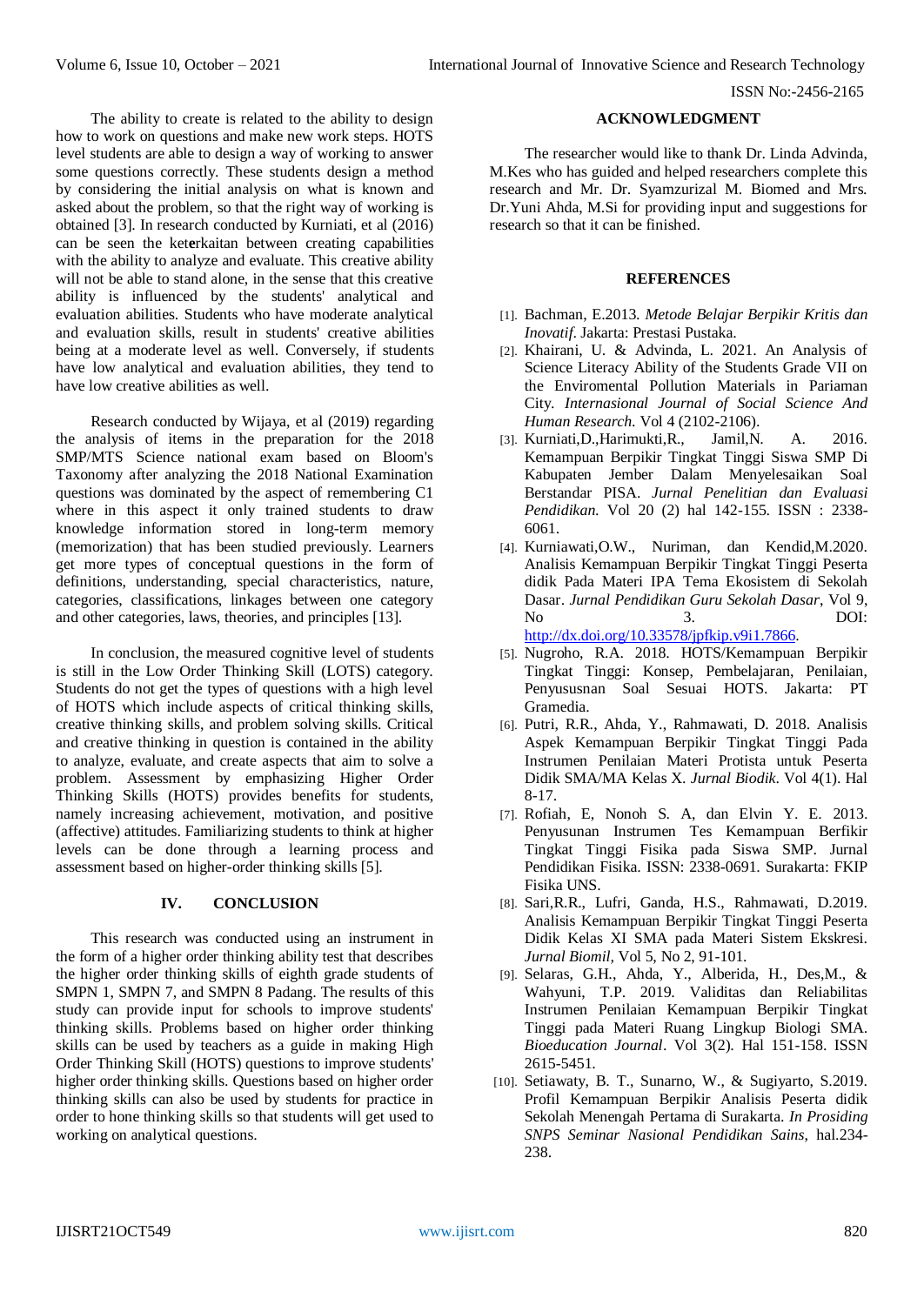The ability to create is related to the ability to design how to work on questions and make new work steps. HOTS level students are able to design a way of working to answer some questions correctly. These students design a method by considering the initial analysis on what is known and asked about the problem, so that the right way of working is obtained [3]. In research conducted by Kurniati, et al (2016) can be seen the keterkaitan between creating capabilities with the ability to analyze and evaluate. This creative ability will not be able to stand alone, in the sense that this creative ability is influenced by the students' analytical and evaluation abilities. Students who have moderate analytical and evaluation skills, result in students' creative abilities being at a moderate level as well. Conversely, if students have low analytical and evaluation abilities, they tend to have low creative abilities as well.

Research conducted by Wijaya, et al (2019) regarding the analysis of items in the preparation for the 2018 SMP/MTS Science national exam based on Bloom's Taxonomy after analyzing the 2018 National Examination questions was dominated by the aspect of remembering C1 where in this aspect it only trained students to draw knowledge information stored in long-term memory (memorization) that has been studied previously. Learners get more types of conceptual questions in the form of definitions, understanding, special characteristics, nature, categories, classifications, linkages between one category and other categories, laws, theories, and principles [13].

In conclusion, the measured cognitive level of students is still in the Low Order Thinking Skill (LOTS) category. Students do not get the types of questions with a high level of HOTS which include aspects of critical thinking skills, creative thinking skills, and problem solving skills. Critical and creative thinking in question is contained in the ability to analyze, evaluate, and create aspects that aim to solve a problem. Assessment by emphasizing Higher Order Thinking Skills (HOTS) provides benefits for students, namely increasing achievement, motivation, and positive (affective) attitudes. Familiarizing students to think at higher levels can be done through a learning process and assessment based on higher-order thinking skills [5].

## IV. CONCLUSION

This research was conducted using an instrument in the form of a higher order thinking ability test that describes the higher order thinking skills of eighth grade students of SMPN 1, SMPN 7, and SMPN 8 Padang. The results of this study can provide input for schools to improve students' thinking skills. Problems based on higher order thinking skills can be used by teachers as a guide in making High Order Thinking Skill (HOTS) questions to improve students' higher order thinking skills. Questions based on higher order thinking skills can also be used by students for practice in order to hone thinking skills so that students will get used to working on analytical questions.

## ACKNOWLEDGMENT

The researcher would like to thank Dr. Linda Advinda, M.Kes who has guided and helped researchers complete this research and Mr. Dr. Syamzurizal M. Biomed and Mrs. Dr.Yuni Ahda, M.Si for providing input and suggestions for research so that it can be finished.

## REFERENCES

[1]. Bachman, E.2013. *Metode Belajar Berpikir Kritis dan Inovatif*. Jakarta: Prestasi Pustaka.

[2]. Khairani, U. & Advinda, L. 2021. An Analysis of Science Literacy Ability of the Students Grade VII on the Enviromental Pollution Materials in Pariaman City. *Internasional Journal of Social Science And Human Research.* Vol 4 (2102-2106).

[3]. Kurniati,D.,Harimukti,R., Jamil,N. A. 2016. Kemampuan Berpikir Tingkat Tinggi Siswa SMP Di Kabupaten Jember Dalam Menyelesaikan Soal Berstandar PISA. *Jurnal Penelitian dan Evaluasi Pendidikan.* Vol 20 (2) hal 142-155. ISSN : 2338-6061.

[4]. Kurniawati,O.W., Nuriman, dan Kendid,M.2020. Analisis Kemampuan Berpikir Tingkat Tinggi Peserta didik Pada Materi IPA Tema Ekosistem di Sekolah Dasar. *Jurnal Pendidikan Guru Sekolah Dasar*, Vol 9, No 3. DOI: http://dx.doi.org/10.33578/jpfkip.v9i1.7866.

[5]. Nugroho, R.A. 2018. HOTS/Kemampuan Berpikir Tingkat Tinggi: Konsep, Pembelajaran, Penilaian, Penyususnan Soal Sesuai HOTS. Jakarta: PT Gramedia.

[6]. Putri, R.R., Ahda, Y., Rahmawati, D. 2018. Analisis Aspek Kemampuan Berpikir Tingkat Tinggi Pada Instrumen Penilaian Materi Protista untuk Peserta Didik SMA/MA Kelas X. *Jurnal Biodik*. Vol 4(1). Hal 8-17.

[7]. Rofiah, E, Nonoh S. A, dan Elvin Y. E. 2013. Penyusunan Instrumen Tes Kemampuan Berfikir Tingkat Tinggi Fisika pada Siswa SMP. Jurnal Pendidikan Fisika. ISSN: 2338-0691. Surakarta: FKIP Fisika UNS.

[8]. Sari,R.R., Lufri, Ganda, H.S., Rahmawati, D.2019. Analisis Kemampuan Berpikir Tingkat Tinggi Peserta Didik Kelas XI SMA pada Materi Sistem Ekskresi. *Jurnal Biomil,* Vol 5, No 2, 91-101.

[9]. Selaras, G.H., Ahda, Y., Alberida, H., Des,M., & Wahyuni, T.P. 2019. Validitas dan Reliabilitas Instrumen Penilaian Kemampuan Berpikir Tingkat Tinggi pada Materi Ruang Lingkup Biologi SMA. *Bioeducation Journal*. Vol 3(2). Hal 151-158. ISSN 2615-5451.

[10]. Setiawaty, B. T., Sunarno, W., & Sugiyarto, S.2019. Profil Kemampuan Berpikir Analisis Peserta didik Sekolah Menengah Pertama di Surakarta. *In Prosiding SNPS Seminar Nasional Pendidikan Sains*, hal.234-238.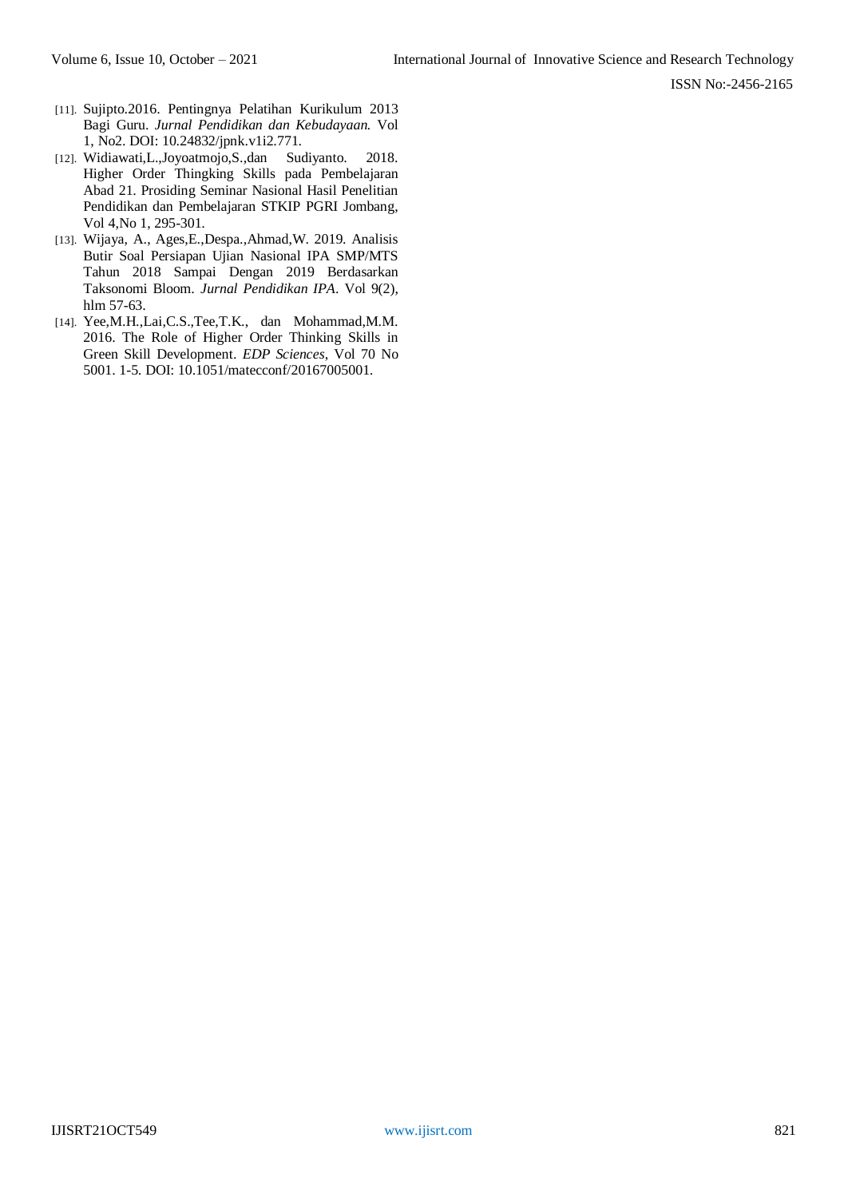[11]. Sujipto.2016. Pentingnya Pelatihan Kurikulum 2013 Bagi Guru. *Jurnal Pendidikan dan Kebudayaan.* Vol 1, No2. DOI: 10.24832/jpnk.v1i2.771.

[12]. Widiawati,L.,Joyoatmojo,S.,dan Sudiyanto. 2018. Higher Order Thingking Skills pada Pembelajaran Abad 21. Prosiding Seminar Nasional Hasil Penelitian Pendidikan dan Pembelajaran STKIP PGRI Jombang, Vol 4,No 1, 295-301.

[13]. Wijaya, A., Ages,E.,Despa.,Ahmad,W. 2019. Analisis Butir Soal Persiapan Ujian Nasional IPA SMP/MTS Tahun 2018 Sampai Dengan 2019 Berdasarkan Taksonomi Bloom. *Jurnal Pendidikan IPA*. Vol 9(2), hlm 57-63.

[14]. Yee,M.H.,Lai,C.S.,Tee,T.K., dan Mohammad,M.M. 2016. The Role of Higher Order Thinking Skills in Green Skill Development. *EDP Sciences*, Vol 70 No 5001. 1-5. DOI: 10.1051/matecconf/20167005001.